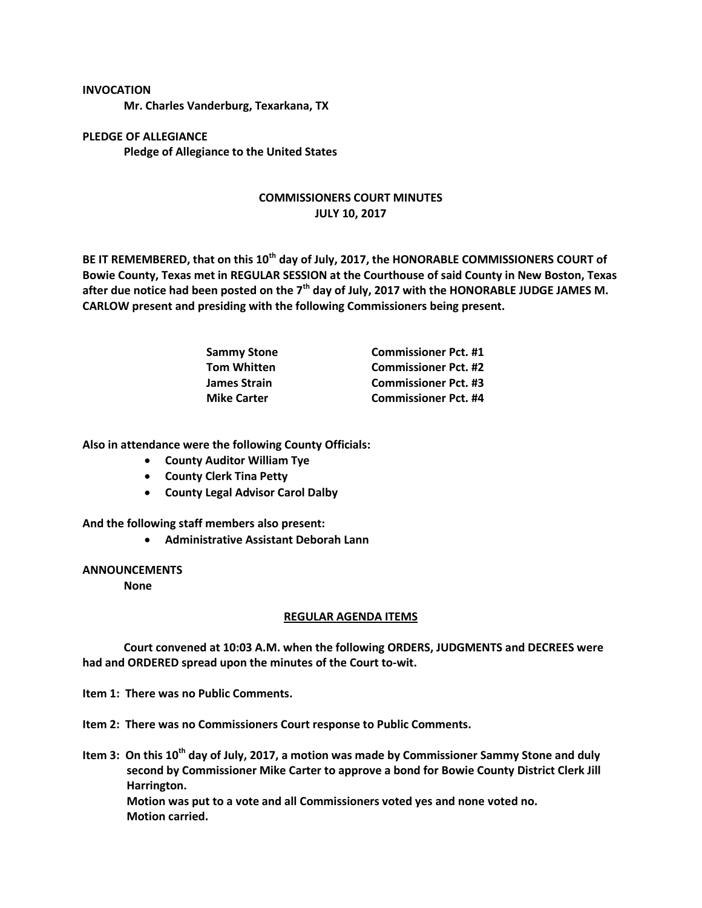**INVOCATION**

**Mr. Charles Vanderburg, Texarkana, TX**

**PLEDGE OF ALLEGIANCE**

**Pledge of Allegiance to the United States**

## COMMISSIONERS COURT MINUTES
## JULY 10, 2017

**BE IT REMEMBERED, that on this 10th day of July, 2017, the HONORABLE COMMISSIONERS COURT of Bowie County, Texas met in REGULAR SESSION at the Courthouse of said County in New Boston, Texas after due notice had been posted on the 7th day of July, 2017 with the HONORABLE JUDGE JAMES M. CARLOW present and presiding with the following Commissioners being present.**

| | |
|---|---|
| **Sammy Stone** | **Commissioner Pct. #1** |
| **Tom Whitten** | **Commissioner Pct. #2** |
| **James Strain** | **Commissioner Pct. #3** |
| **Mike Carter** | **Commissioner Pct. #4** |

**Also in attendance were the following County Officials:**

- **County Auditor William Tye**
- **County Clerk Tina Petty**
- **County Legal Advisor Carol Dalby**

**And the following staff members also present:**

- **Administrative Assistant Deborah Lann**

**ANNOUNCEMENTS**

**None**

### REGULAR AGENDA ITEMS

**Court convened at 10:03 A.M. when the following ORDERS, JUDGMENTS and DECREES were had and ORDERED spread upon the minutes of the Court to-wit.**

**Item 1: There was no Public Comments.**

**Item 2: There was no Commissioners Court response to Public Comments.**

**Item 3: On this 10th day of July, 2017, a motion was made by Commissioner Sammy Stone and duly second by Commissioner Mike Carter to approve a bond for Bowie County District Clerk Jill Harrington.**
**Motion was put to a vote and all Commissioners voted yes and none voted no.**
**Motion carried.**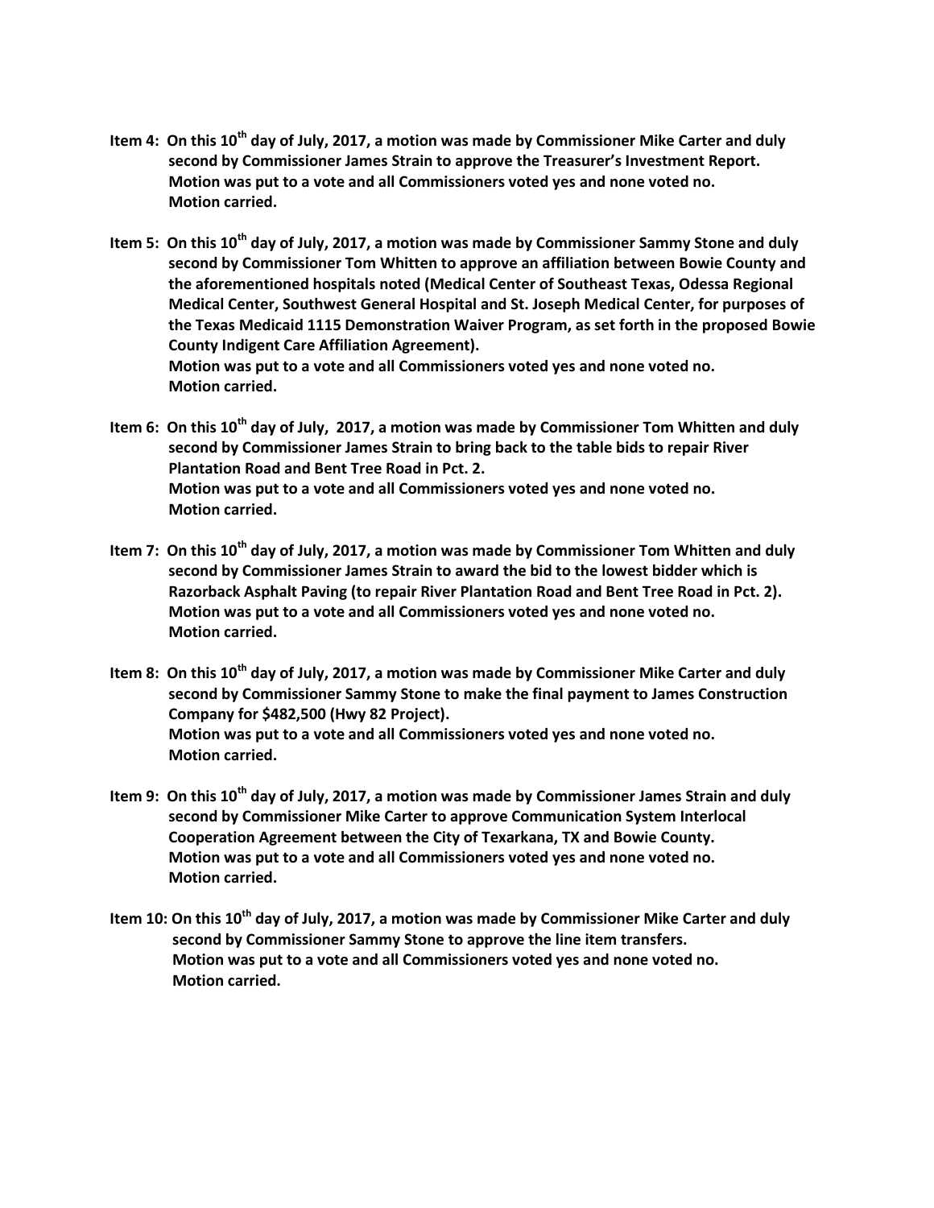**Item 4: On this 10th day of July, 2017, a motion was made by Commissioner Mike Carter and duly second by Commissioner James Strain to approve the Treasurer's Investment Report. Motion was put to a vote and all Commissioners voted yes and none voted no. Motion carried.**

**Item 5: On this 10th day of July, 2017, a motion was made by Commissioner Sammy Stone and duly second by Commissioner Tom Whitten to approve an affiliation between Bowie County and the aforementioned hospitals noted (Medical Center of Southeast Texas, Odessa Regional Medical Center, Southwest General Hospital and St. Joseph Medical Center, for purposes of the Texas Medicaid 1115 Demonstration Waiver Program, as set forth in the proposed Bowie County Indigent Care Affiliation Agreement). Motion was put to a vote and all Commissioners voted yes and none voted no. Motion carried.**

**Item 6: On this 10th day of July, 2017, a motion was made by Commissioner Tom Whitten and duly second by Commissioner James Strain to bring back to the table bids to repair River Plantation Road and Bent Tree Road in Pct. 2. Motion was put to a vote and all Commissioners voted yes and none voted no. Motion carried.**

**Item 7: On this 10th day of July, 2017, a motion was made by Commissioner Tom Whitten and duly second by Commissioner James Strain to award the bid to the lowest bidder which is Razorback Asphalt Paving (to repair River Plantation Road and Bent Tree Road in Pct. 2). Motion was put to a vote and all Commissioners voted yes and none voted no. Motion carried.**

**Item 8: On this 10th day of July, 2017, a motion was made by Commissioner Mike Carter and duly second by Commissioner Sammy Stone to make the final payment to James Construction Company for $482,500 (Hwy 82 Project). Motion was put to a vote and all Commissioners voted yes and none voted no. Motion carried.**

**Item 9: On this 10th day of July, 2017, a motion was made by Commissioner James Strain and duly second by Commissioner Mike Carter to approve Communication System Interlocal Cooperation Agreement between the City of Texarkana, TX and Bowie County. Motion was put to a vote and all Commissioners voted yes and none voted no. Motion carried.**

**Item 10: On this 10th day of July, 2017, a motion was made by Commissioner Mike Carter and duly second by Commissioner Sammy Stone to approve the line item transfers. Motion was put to a vote and all Commissioners voted yes and none voted no. Motion carried.**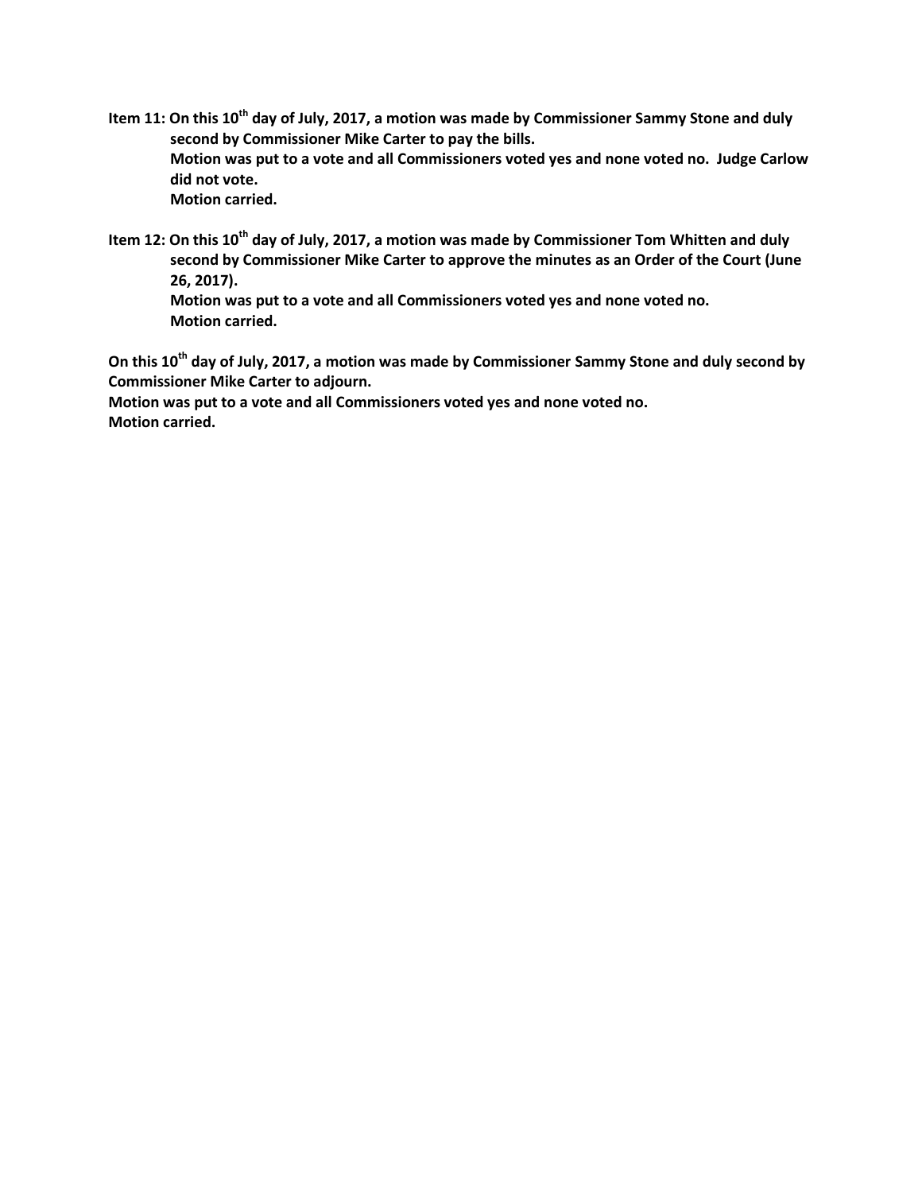**Item 11: On this 10th day of July, 2017, a motion was made by Commissioner Sammy Stone and duly second by Commissioner Mike Carter to pay the bills.**
**Motion was put to a vote and all Commissioners voted yes and none voted no. Judge Carlow did not vote.**
**Motion carried.**

**Item 12: On this 10th day of July, 2017, a motion was made by Commissioner Tom Whitten and duly second by Commissioner Mike Carter to approve the minutes as an Order of the Court (June 26, 2017).**
**Motion was put to a vote and all Commissioners voted yes and none voted no.**
**Motion carried.**

**On this 10th day of July, 2017, a motion was made by Commissioner Sammy Stone and duly second by Commissioner Mike Carter to adjourn.**
**Motion was put to a vote and all Commissioners voted yes and none voted no.**
**Motion carried.**